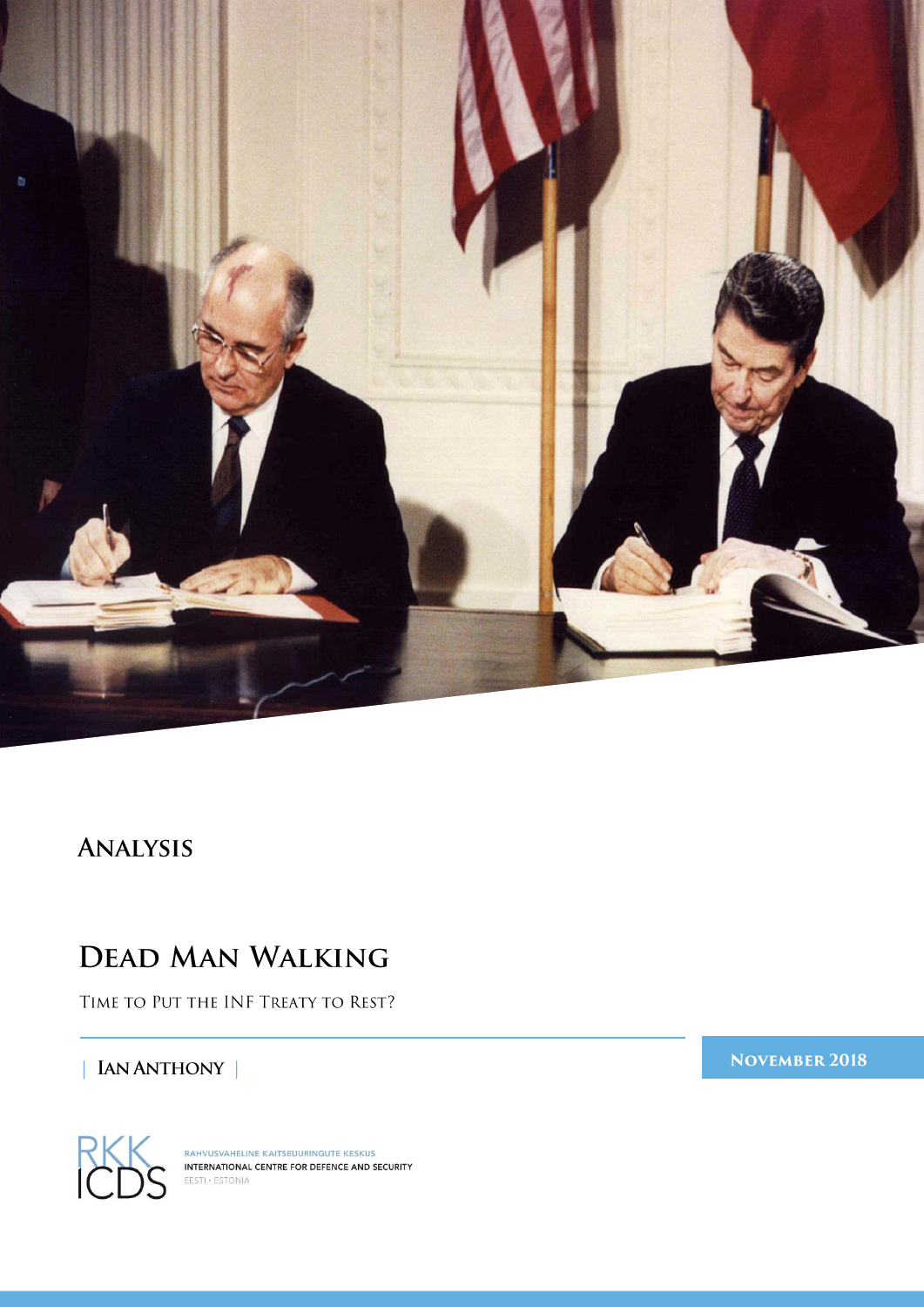**Analysis**

# Dead Man Walking

Time to Put the INF Treaty to Rest?

| Ian Anthony |

**November 2018**

RAHVUSVAHELINE KAITSEUURINGUTE KESKUS
INTERNATIONAL CENTRE FOR DEFENCE AND SECURITY
EESTI • ESTONIA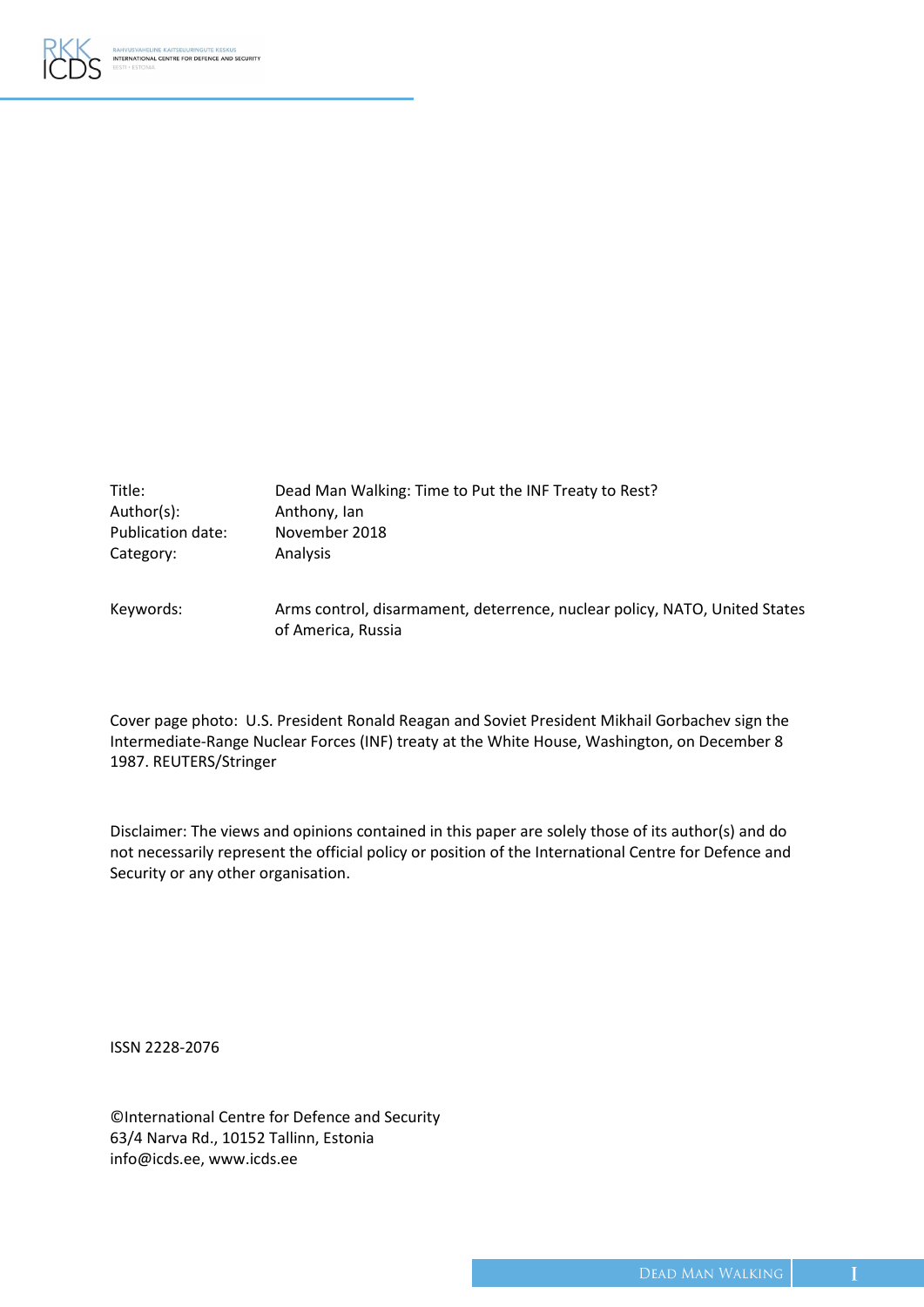| | |
|---|---|
| Title: | Dead Man Walking: Time to Put the INF Treaty to Rest? |
| Author(s): | Anthony, Ian |
| Publication date: | November 2018 |
| Category: | Analysis |
| | |
| Keywords: | Arms control, disarmament, deterrence, nuclear policy, NATO, United States of America, Russia |

Cover page photo: U.S. President Ronald Reagan and Soviet President Mikhail Gorbachev sign the Intermediate-Range Nuclear Forces (INF) treaty at the White House, Washington, on December 8 1987. REUTERS/Stringer

Disclaimer: The views and opinions contained in this paper are solely those of its author(s) and do not necessarily represent the official policy or position of the International Centre for Defence and Security or any other organisation.

ISSN 2228-2076

©International Centre for Defence and Security
63/4 Narva Rd., 10152 Tallinn, Estonia
info@icds.ee, www.icds.ee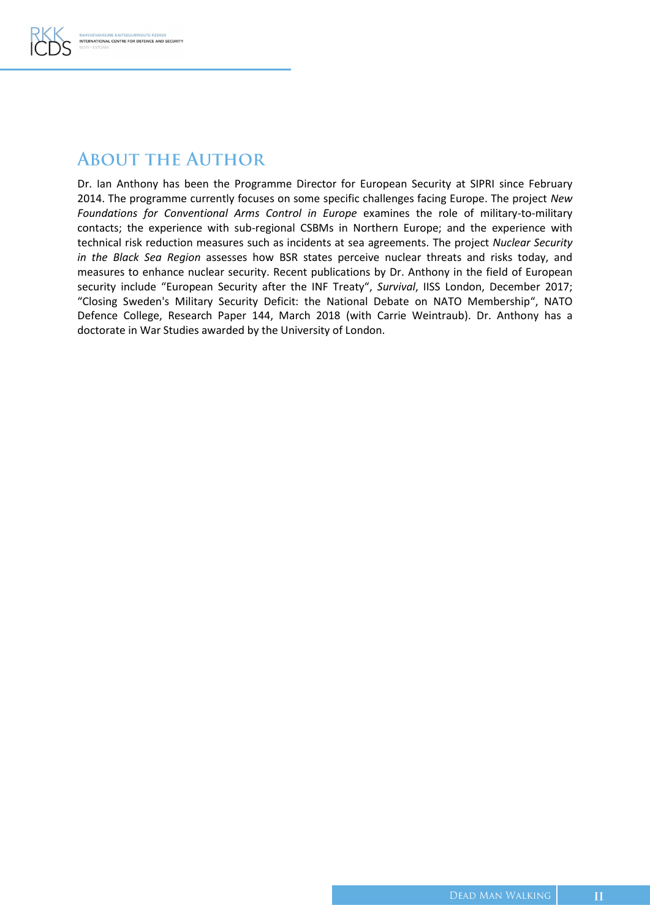## About the Author

Dr. Ian Anthony has been the Programme Director for European Security at SIPRI since February 2014. The programme currently focuses on some specific challenges facing Europe. The project *New Foundations for Conventional Arms Control in Europe* examines the role of military-to-military contacts; the experience with sub-regional CSBMs in Northern Europe; and the experience with technical risk reduction measures such as incidents at sea agreements. The project *Nuclear Security in the Black Sea Region* assesses how BSR states perceive nuclear threats and risks today, and measures to enhance nuclear security. Recent publications by Dr. Anthony in the field of European security include "European Security after the INF Treaty", *Survival*, IISS London, December 2017; "Closing Sweden's Military Security Deficit: the National Debate on NATO Membership", NATO Defence College, Research Paper 144, March 2018 (with Carrie Weintraub). Dr. Anthony has a doctorate in War Studies awarded by the University of London.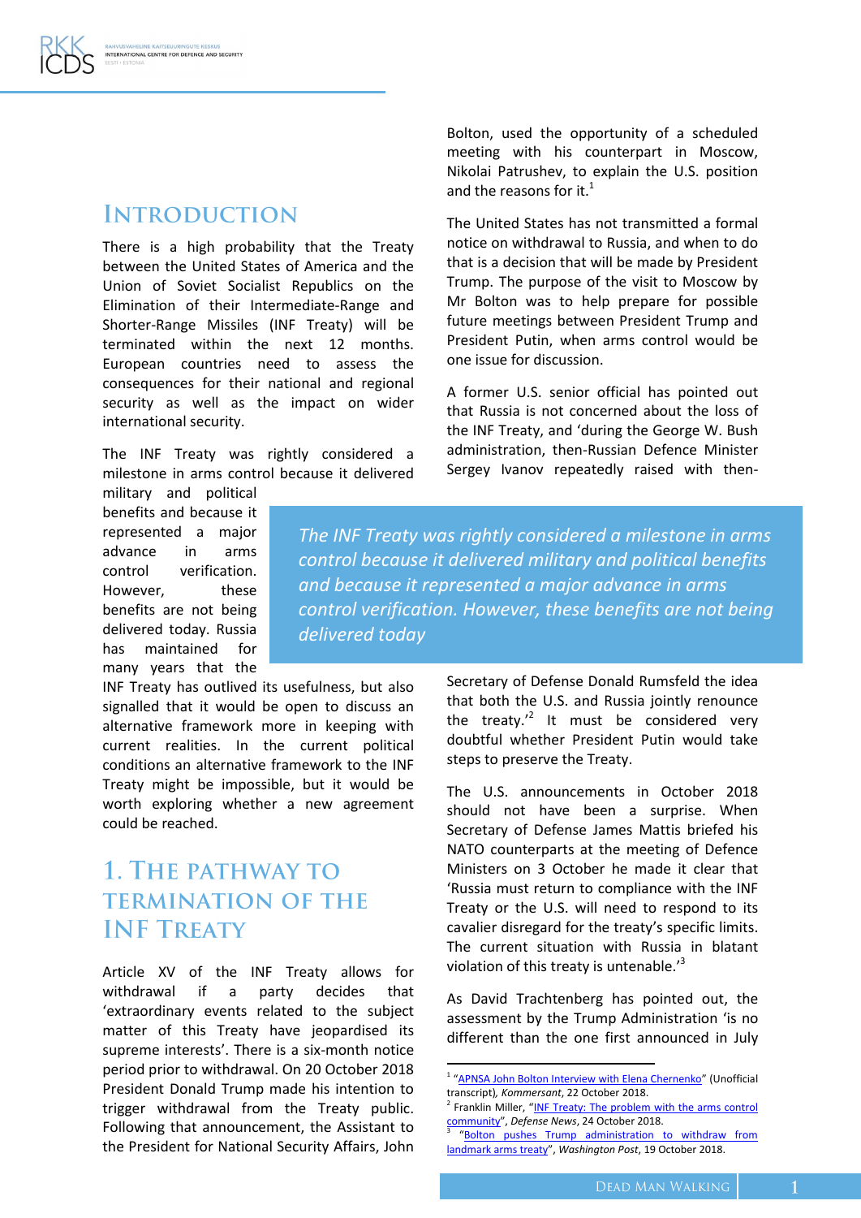# Introduction

There is a high probability that the Treaty between the United States of America and the Union of Soviet Socialist Republics on the Elimination of their Intermediate-Range and Shorter-Range Missiles (INF Treaty) will be terminated within the next 12 months. European countries need to assess the consequences for their national and regional security as well as the impact on wider international security.

The INF Treaty was rightly considered a milestone in arms control because it delivered military and political benefits and because it represented a major advance in arms control verification. However, these benefits are not being delivered today. Russia has maintained for many years that the INF Treaty has outlived its usefulness, but also signalled that it would be open to discuss an alternative framework more in keeping with current realities. In the current political conditions an alternative framework to the INF Treaty might be impossible, but it would be worth exploring whether a new agreement could be reached.

> *The INF Treaty was rightly considered a milestone in arms control because it delivered military and political benefits and because it represented a major advance in arms control verification. However, these benefits are not being delivered today*

# 1. The pathway to termination of the INF Treaty

Article XV of the INF Treaty allows for withdrawal if a party decides that 'extraordinary events related to the subject matter of this Treaty have jeopardised its supreme interests'. There is a six-month notice period prior to withdrawal. On 20 October 2018 President Donald Trump made his intention to trigger withdrawal from the Treaty public. Following that announcement, the Assistant to the President for National Security Affairs, John Bolton, used the opportunity of a scheduled meeting with his counterpart in Moscow, Nikolai Patrushev, to explain the U.S. position and the reasons for it.[1]

The United States has not transmitted a formal notice on withdrawal to Russia, and when to do that is a decision that will be made by President Trump. The purpose of the visit to Moscow by Mr Bolton was to help prepare for possible future meetings between President Trump and President Putin, when arms control would be one issue for discussion.

A former U.S. senior official has pointed out that Russia is not concerned about the loss of the INF Treaty, and 'during the George W. Bush administration, then-Russian Defence Minister Sergey Ivanov repeatedly raised with then-Secretary of Defense Donald Rumsfeld the idea that both the U.S. and Russia jointly renounce the treaty.'[2] It must be considered very doubtful whether President Putin would take steps to preserve the Treaty.

The U.S. announcements in October 2018 should not have been a surprise. When Secretary of Defense James Mattis briefed his NATO counterparts at the meeting of Defence Ministers on 3 October he made it clear that 'Russia must return to compliance with the INF Treaty or the U.S. will need to respond to its cavalier disregard for the treaty's specific limits. The current situation with Russia in blatant violation of this treaty is untenable.'[3]

As David Trachtenberg has pointed out, the assessment by the Trump Administration 'is no different than the one first announced in July

---

[1] "APNSA John Bolton Interview with Elena Chernenko" (Unofficial transcript), *Kommersant*, 22 October 2018.

[2] Franklin Miller, "INF Treaty: The problem with the arms control community", *Defense News*, 24 October 2018.

[3] "Bolton pushes Trump administration to withdraw from landmark arms treaty", *Washington Post*, 19 October 2018.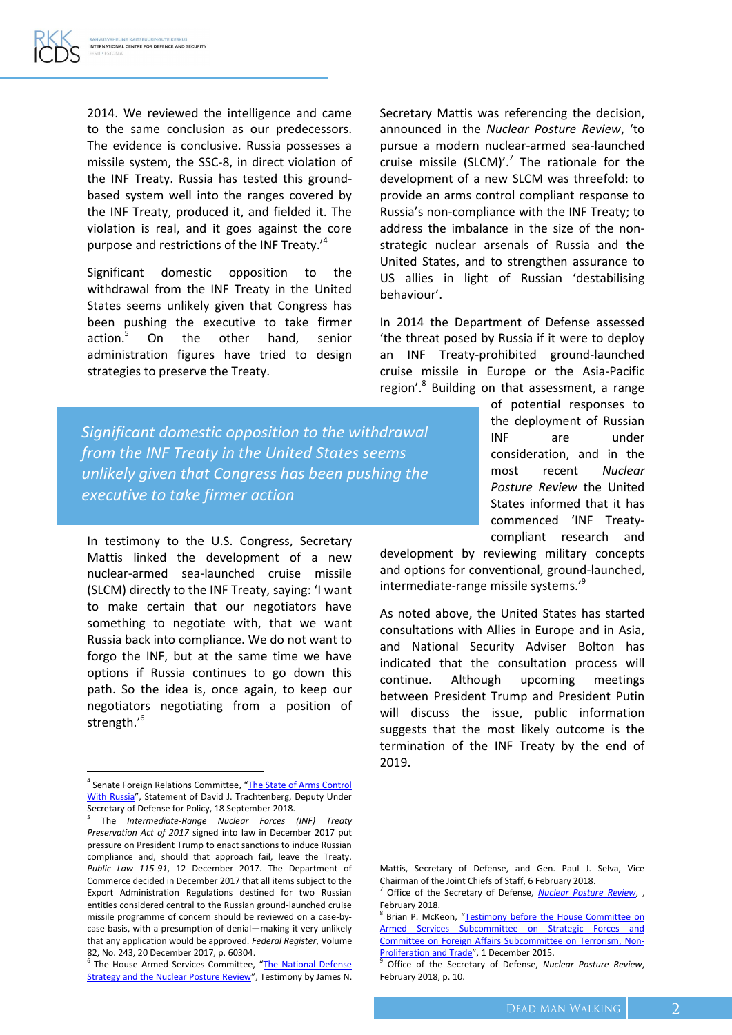2014. We reviewed the intelligence and came to the same conclusion as our predecessors. The evidence is conclusive. Russia possesses a missile system, the SSC-8, in direct violation of the INF Treaty. Russia has tested this ground-based system well into the ranges covered by the INF Treaty, produced it, and fielded it. The violation is real, and it goes against the core purpose and restrictions of the INF Treaty.'[4]

Significant domestic opposition to the withdrawal from the INF Treaty in the United States seems unlikely given that Congress has been pushing the executive to take firmer action.[5] On the other hand, senior administration figures have tried to design strategies to preserve the Treaty.

> *Significant domestic opposition to the withdrawal from the INF Treaty in the United States seems unlikely given that Congress has been pushing the executive to take firmer action*

In testimony to the U.S. Congress, Secretary Mattis linked the development of a new nuclear-armed sea-launched cruise missile (SLCM) directly to the INF Treaty, saying: 'I want to make certain that our negotiators have something to negotiate with, that we want Russia back into compliance. We do not want to forgo the INF, but at the same time we have options if Russia continues to go down this path. So the idea is, once again, to keep our negotiators negotiating from a position of strength.'[6]

Secretary Mattis was referencing the decision, announced in the *Nuclear Posture Review*, 'to pursue a modern nuclear-armed sea-launched cruise missile (SLCM)'.[7] The rationale for the development of a new SLCM was threefold: to provide an arms control compliant response to Russia's non-compliance with the INF Treaty; to address the imbalance in the size of the non-strategic nuclear arsenals of Russia and the United States, and to strengthen assurance to US allies in light of Russian 'destabilising behaviour'.

In 2014 the Department of Defense assessed 'the threat posed by Russia if it were to deploy an INF Treaty-prohibited ground-launched cruise missile in Europe or the Asia-Pacific region'.[8] Building on that assessment, a range of potential responses to the deployment of Russian INF are under consideration, and in the most recent *Nuclear Posture Review* the United States informed that it has commenced 'INF Treaty-compliant research and development by reviewing military concepts and options for conventional, ground-launched, intermediate-range missile systems.'[9]

As noted above, the United States has started consultations with Allies in Europe and in Asia, and National Security Adviser Bolton has indicated that the consultation process will continue. Although upcoming meetings between President Trump and President Putin will discuss the issue, public information suggests that the most likely outcome is the termination of the INF Treaty by the end of 2019.

---

[4] Senate Foreign Relations Committee, "The State of Arms Control With Russia", Statement of David J. Trachtenberg, Deputy Under Secretary of Defense for Policy, 18 September 2018.

[5] The *Intermediate-Range Nuclear Forces (INF) Treaty Preservation Act of 2017* signed into law in December 2017 put pressure on President Trump to enact sanctions to induce Russian compliance and, should that approach fail, leave the Treaty. *Public Law 115-91*, 12 December 2017. The Department of Commerce decided in December 2017 that all items subject to the Export Administration Regulations destined for two Russian entities considered central to the Russian ground-launched cruise missile programme of concern should be reviewed on a case-by-case basis, with a presumption of denial—making it very unlikely that any application would be approved. *Federal Register*, Volume 82, No. 243, 20 December 2017, p. 60304.

[6] The House Armed Services Committee, "The National Defense Strategy and the Nuclear Posture Review", Testimony by James N. Mattis, Secretary of Defense, and Gen. Paul J. Selva, Vice Chairman of the Joint Chiefs of Staff, 6 February 2018.

[7] Office of the Secretary of Defense, *Nuclear Posture Review*, , February 2018.

[8] Brian P. McKeon, "Testimony before the House Committee on Armed Services Subcommittee on Strategic Forces and Committee on Foreign Affairs Subcommittee on Terrorism, Non-Proliferation and Trade", 1 December 2015.

[9] Office of the Secretary of Defense, *Nuclear Posture Review*, February 2018, p. 10.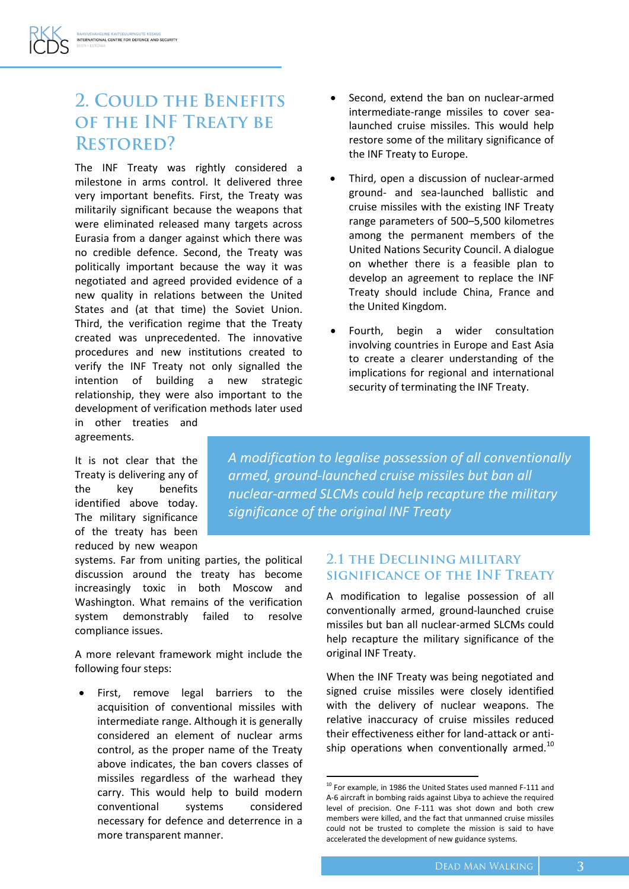## 2. Could the Benefits of the INF Treaty be Restored?

The INF Treaty was rightly considered a milestone in arms control. It delivered three very important benefits. First, the Treaty was militarily significant because the weapons that were eliminated released many targets across Eurasia from a danger against which there was no credible defence. Second, the Treaty was politically important because the way it was negotiated and agreed provided evidence of a new quality in relations between the United States and (at that time) the Soviet Union. Third, the verification regime that the Treaty created was unprecedented. The innovative procedures and new institutions created to verify the INF Treaty not only signalled the intention of building a new strategic relationship, they were also important to the development of verification methods later used in other treaties and agreements.

It is not clear that the Treaty is delivering any of the key benefits identified above today. The military significance of the treaty has been reduced by new weapon systems. Far from uniting parties, the political discussion around the treaty has become increasingly toxic in both Moscow and Washington. What remains of the verification system demonstrably failed to resolve compliance issues.

A more relevant framework might include the following four steps:

- First, remove legal barriers to the acquisition of conventional missiles with intermediate range. Although it is generally considered an element of nuclear arms control, as the proper name of the Treaty above indicates, the ban covers classes of missiles regardless of the warhead they carry. This would help to build modern conventional systems considered necessary for defence and deterrence in a more transparent manner.
- Second, extend the ban on nuclear-armed intermediate-range missiles to cover sea-launched cruise missiles. This would help restore some of the military significance of the INF Treaty to Europe.
- Third, open a discussion of nuclear-armed ground- and sea-launched ballistic and cruise missiles with the existing INF Treaty range parameters of 500–5,500 kilometres among the permanent members of the United Nations Security Council. A dialogue on whether there is a feasible plan to develop an agreement to replace the INF Treaty should include China, France and the United Kingdom.
- Fourth, begin a wider consultation involving countries in Europe and East Asia to create a clearer understanding of the implications for regional and international security of terminating the INF Treaty.

*A modification to legalise possession of all conventionally armed, ground-launched cruise missiles but ban all nuclear-armed SLCMs could help recapture the military significance of the original INF Treaty*

### 2.1 The Declining Military Significance of the INF Treaty

A modification to legalise possession of all conventionally armed, ground-launched cruise missiles but ban all nuclear-armed SLCMs could help recapture the military significance of the original INF Treaty.

When the INF Treaty was being negotiated and signed cruise missiles were closely identified with the delivery of nuclear weapons. The relative inaccuracy of cruise missiles reduced their effectiveness either for land-attack or anti-ship operations when conventionally armed.[10]

[10] For example, in 1986 the United States used manned F-111 and A-6 aircraft in bombing raids against Libya to achieve the required level of precision. One F-111 was shot down and both crew members were killed, and the fact that unmanned cruise missiles could not be trusted to complete the mission is said to have accelerated the development of new guidance systems.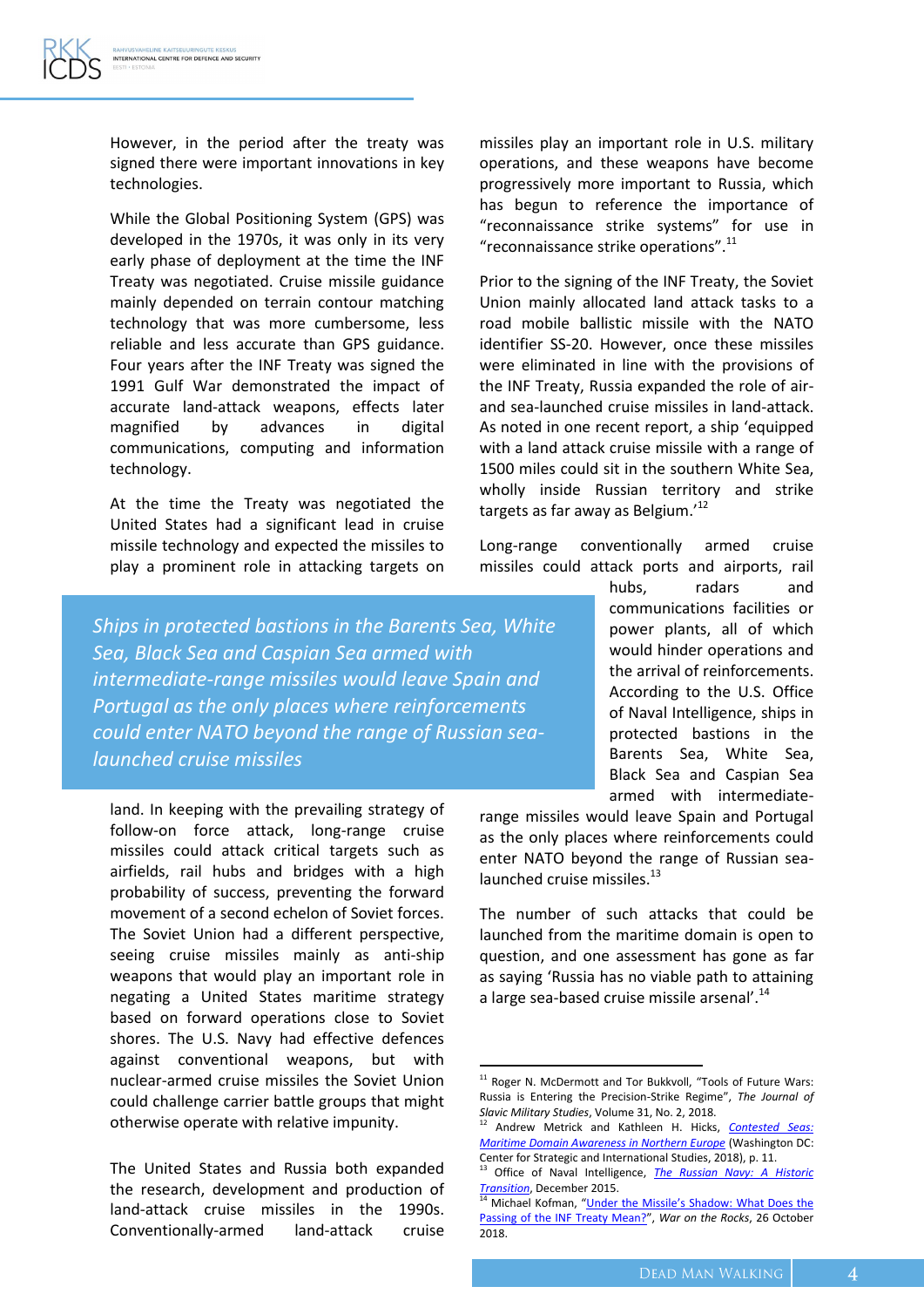However, in the period after the treaty was signed there were important innovations in key technologies.

While the Global Positioning System (GPS) was developed in the 1970s, it was only in its very early phase of deployment at the time the INF Treaty was negotiated. Cruise missile guidance mainly depended on terrain contour matching technology that was more cumbersome, less reliable and less accurate than GPS guidance. Four years after the INF Treaty was signed the 1991 Gulf War demonstrated the impact of accurate land-attack weapons, effects later magnified by advances in digital communications, computing and information technology.

At the time the Treaty was negotiated the United States had a significant lead in cruise missile technology and expected the missiles to play a prominent role in attacking targets on land. In keeping with the prevailing strategy of follow-on force attack, long-range cruise missiles could attack critical targets such as airfields, rail hubs and bridges with a high probability of success, preventing the forward movement of a second echelon of Soviet forces. The Soviet Union had a different perspective, seeing cruise missiles mainly as anti-ship weapons that would play an important role in negating a United States maritime strategy based on forward operations close to Soviet shores. The U.S. Navy had effective defences against conventional weapons, but with nuclear-armed cruise missiles the Soviet Union could challenge carrier battle groups that might otherwise operate with relative impunity.

> *Ships in protected bastions in the Barents Sea, White Sea, Black Sea and Caspian Sea armed with intermediate-range missiles would leave Spain and Portugal as the only places where reinforcements could enter NATO beyond the range of Russian sea-launched cruise missiles*

The United States and Russia both expanded the research, development and production of land-attack cruise missiles in the 1990s. Conventionally-armed land-attack cruise missiles play an important role in U.S. military operations, and these weapons have become progressively more important to Russia, which has begun to reference the importance of "reconnaissance strike systems" for use in "reconnaissance strike operations".[11]

Prior to the signing of the INF Treaty, the Soviet Union mainly allocated land attack tasks to a road mobile ballistic missile with the NATO identifier SS-20. However, once these missiles were eliminated in line with the provisions of the INF Treaty, Russia expanded the role of air- and sea-launched cruise missiles in land-attack. As noted in one recent report, a ship 'equipped with a land attack cruise missile with a range of 1500 miles could sit in the southern White Sea, wholly inside Russian territory and strike targets as far away as Belgium.'[12]

Long-range conventionally armed cruise missiles could attack ports and airports, rail hubs, radars and communications facilities or power plants, all of which would hinder operations and the arrival of reinforcements. According to the U.S. Office of Naval Intelligence, ships in protected bastions in the Barents Sea, White Sea, Black Sea and Caspian Sea armed with intermediate-range missiles would leave Spain and Portugal as the only places where reinforcements could enter NATO beyond the range of Russian sea-launched cruise missiles.[13]

The number of such attacks that could be launched from the maritime domain is open to question, and one assessment has gone as far as saying 'Russia has no viable path to attaining a large sea-based cruise missile arsenal'.[14]

---

[11] Roger N. McDermott and Tor Bukkvoll, "Tools of Future Wars: Russia is Entering the Precision-Strike Regime", *The Journal of Slavic Military Studies*, Volume 31, No. 2, 2018.

[12] Andrew Metrick and Kathleen H. Hicks, *Contested Seas: Maritime Domain Awareness in Northern Europe* (Washington DC: Center for Strategic and International Studies, 2018), p. 11.

[13] Office of Naval Intelligence, *The Russian Navy: A Historic Transition*, December 2015.

[14] Michael Kofman, "Under the Missile's Shadow: What Does the Passing of the INF Treaty Mean?", *War on the Rocks*, 26 October 2018.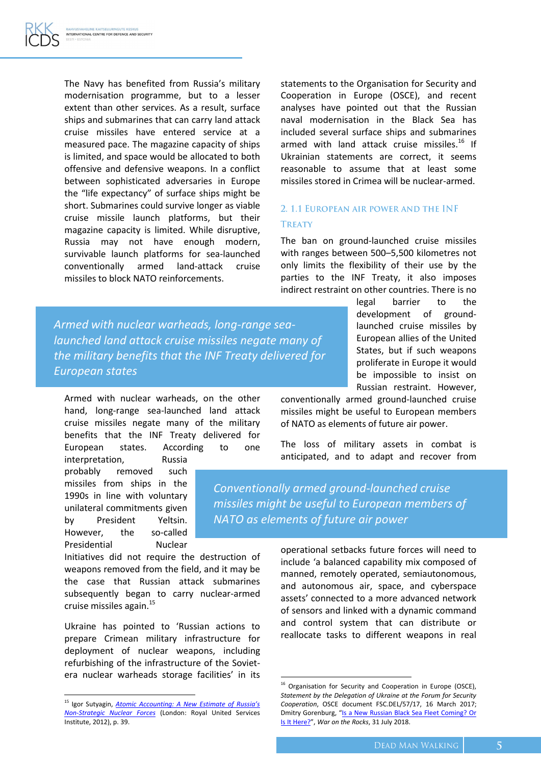The Navy has benefited from Russia's military modernisation programme, but to a lesser extent than other services. As a result, surface ships and submarines that can carry land attack cruise missiles have entered service at a measured pace. The magazine capacity of ships is limited, and space would be allocated to both offensive and defensive weapons. In a conflict between sophisticated adversaries in Europe the "life expectancy" of surface ships might be short. Submarines could survive longer as viable cruise missile launch platforms, but their magazine capacity is limited. While disruptive, Russia may not have enough modern, survivable launch platforms for sea-launched conventionally armed land-attack cruise missiles to block NATO reinforcements.

*Armed with nuclear warheads, long-range sea-launched land attack cruise missiles negate many of the military benefits that the INF Treaty delivered for European states*

Armed with nuclear warheads, on the other hand, long-range sea-launched land attack cruise missiles negate many of the military benefits that the INF Treaty delivered for European states. According to one interpretation, Russia probably removed such missiles from ships in the 1990s in line with voluntary unilateral commitments given by President Yeltsin. However, the so-called Presidential Nuclear Initiatives did not require the destruction of weapons removed from the field, and it may be the case that Russian attack submarines subsequently began to carry nuclear-armed cruise missiles again.[15]

Ukraine has pointed to 'Russian actions to prepare Crimean military infrastructure for deployment of nuclear weapons, including refurbishing of the infrastructure of the Soviet-era nuclear warheads storage facilities' in its statements to the Organisation for Security and Cooperation in Europe (OSCE), and recent analyses have pointed out that the Russian naval modernisation in the Black Sea has included several surface ships and submarines armed with land attack cruise missiles.[16] If Ukrainian statements are correct, it seems reasonable to assume that at least some missiles stored in Crimea will be nuclear-armed.

## 2. 1.1 European air power and the INF Treaty

The ban on ground-launched cruise missiles with ranges between 500–5,500 kilometres not only limits the flexibility of their use by the parties to the INF Treaty, it also imposes indirect restraint on other countries. There is no legal barrier to the development of ground-launched cruise missiles by European allies of the United States, but if such weapons proliferate in Europe it would be impossible to insist on Russian restraint. However, conventionally armed ground-launched cruise missiles might be useful to European members of NATO as elements of future air power.

*Conventionally armed ground-launched cruise missiles might be useful to European members of NATO as elements of future air power*

The loss of military assets in combat is anticipated, and to adapt and recover from operational setbacks future forces will need to include 'a balanced capability mix composed of manned, remotely operated, semiautonomous, and autonomous air, space, and cyberspace assets' connected to a more advanced network of sensors and linked with a dynamic command and control system that can distribute or reallocate tasks to different weapons in real

---

[15] Igor Sutyagin, *Atomic Accounting: A New Estimate of Russia's Non-Strategic Nuclear Forces* (London: Royal United Services Institute, 2012), p. 39.

[16] Organisation for Security and Cooperation in Europe (OSCE), *Statement by the Delegation of Ukraine at the Forum for Security Cooperation*, OSCE document FSC.DEL/57/17, 16 March 2017; Dmitry Gorenburg, "Is a New Russian Black Sea Fleet Coming? Or Is It Here?", *War on the Rocks*, 31 July 2018.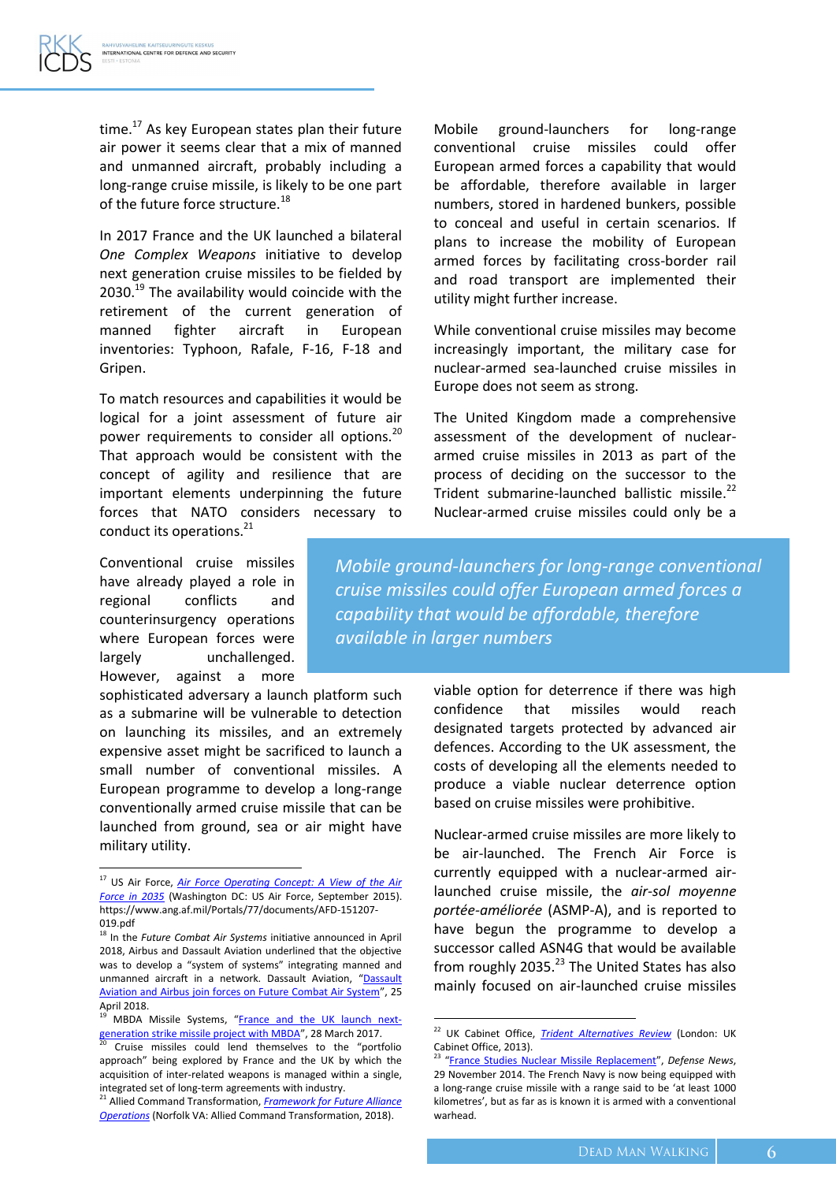time.[17] As key European states plan their future air power it seems clear that a mix of manned and unmanned aircraft, probably including a long-range cruise missile, is likely to be one part of the future force structure.[18]

In 2017 France and the UK launched a bilateral *One Complex Weapons* initiative to develop next generation cruise missiles to be fielded by 2030.[19] The availability would coincide with the retirement of the current generation of manned fighter aircraft in European inventories: Typhoon, Rafale, F-16, F-18 and Gripen.

To match resources and capabilities it would be logical for a joint assessment of future air power requirements to consider all options.[20] That approach would be consistent with the concept of agility and resilience that are important elements underpinning the future forces that NATO considers necessary to conduct its operations.[21]

Conventional cruise missiles have already played a role in regional conflicts and counterinsurgency operations where European forces were largely unchallenged. However, against a more sophisticated adversary a launch platform such as a submarine will be vulnerable to detection on launching its missiles, and an extremely expensive asset might be sacrificed to launch a small number of conventional missiles. A European programme to develop a long-range conventionally armed cruise missile that can be launched from ground, sea or air might have military utility.

Mobile ground-launchers for long-range conventional cruise missiles could offer European armed forces a capability that would be affordable, therefore available in larger numbers, stored in hardened bunkers, possible to conceal and useful in certain scenarios. If plans to increase the mobility of European armed forces by facilitating cross-border rail and road transport are implemented their utility might further increase.

While conventional cruise missiles may become increasingly important, the military case for nuclear-armed sea-launched cruise missiles in Europe does not seem as strong.

The United Kingdom made a comprehensive assessment of the development of nuclear-armed cruise missiles in 2013 as part of the process of deciding on the successor to the Trident submarine-launched ballistic missile.[22] Nuclear-armed cruise missiles could only be a viable option for deterrence if there was high confidence that missiles would reach designated targets protected by advanced air defences. According to the UK assessment, the costs of developing all the elements needed to produce a viable nuclear deterrence option based on cruise missiles were prohibitive.

> *Mobile ground-launchers for long-range conventional cruise missiles could offer European armed forces a capability that would be affordable, therefore available in larger numbers*

Nuclear-armed cruise missiles are more likely to be air-launched. The French Air Force is currently equipped with a nuclear-armed air-launched cruise missile, the *air-sol moyenne portée-améliorée* (ASMP-A), and is reported to have begun the programme to develop a successor called ASN4G that would be available from roughly 2035.[23] The United States has also mainly focused on air-launched cruise missiles

---

[17] US Air Force, *Air Force Operating Concept: A View of the Air Force in 2035* (Washington DC: US Air Force, September 2015). https://www.ang.af.mil/Portals/77/documents/AFD-151207-019.pdf

[18] In the *Future Combat Air Systems* initiative announced in April 2018, Airbus and Dassault Aviation underlined that the objective was to develop a "system of systems" integrating manned and unmanned aircraft in a network. Dassault Aviation, "Dassault Aviation and Airbus join forces on Future Combat Air System", 25 April 2018.

[19] MBDA Missile Systems, "France and the UK launch next-generation strike missile project with MBDA", 28 March 2017.

[20] Cruise missiles could lend themselves to the "portfolio approach" being explored by France and the UK by which the acquisition of inter-related weapons is managed within a single, integrated set of long-term agreements with industry.

[21] Allied Command Transformation, *Framework for Future Alliance Operations* (Norfolk VA: Allied Command Transformation, 2018).

[22] UK Cabinet Office, *Trident Alternatives Review* (London: UK Cabinet Office, 2013).

[23] "France Studies Nuclear Missile Replacement", *Defense News*, 29 November 2014. The French Navy is now being equipped with a long-range cruise missile with a range said to be 'at least 1000 kilometres', but as far as is known it is armed with a conventional warhead.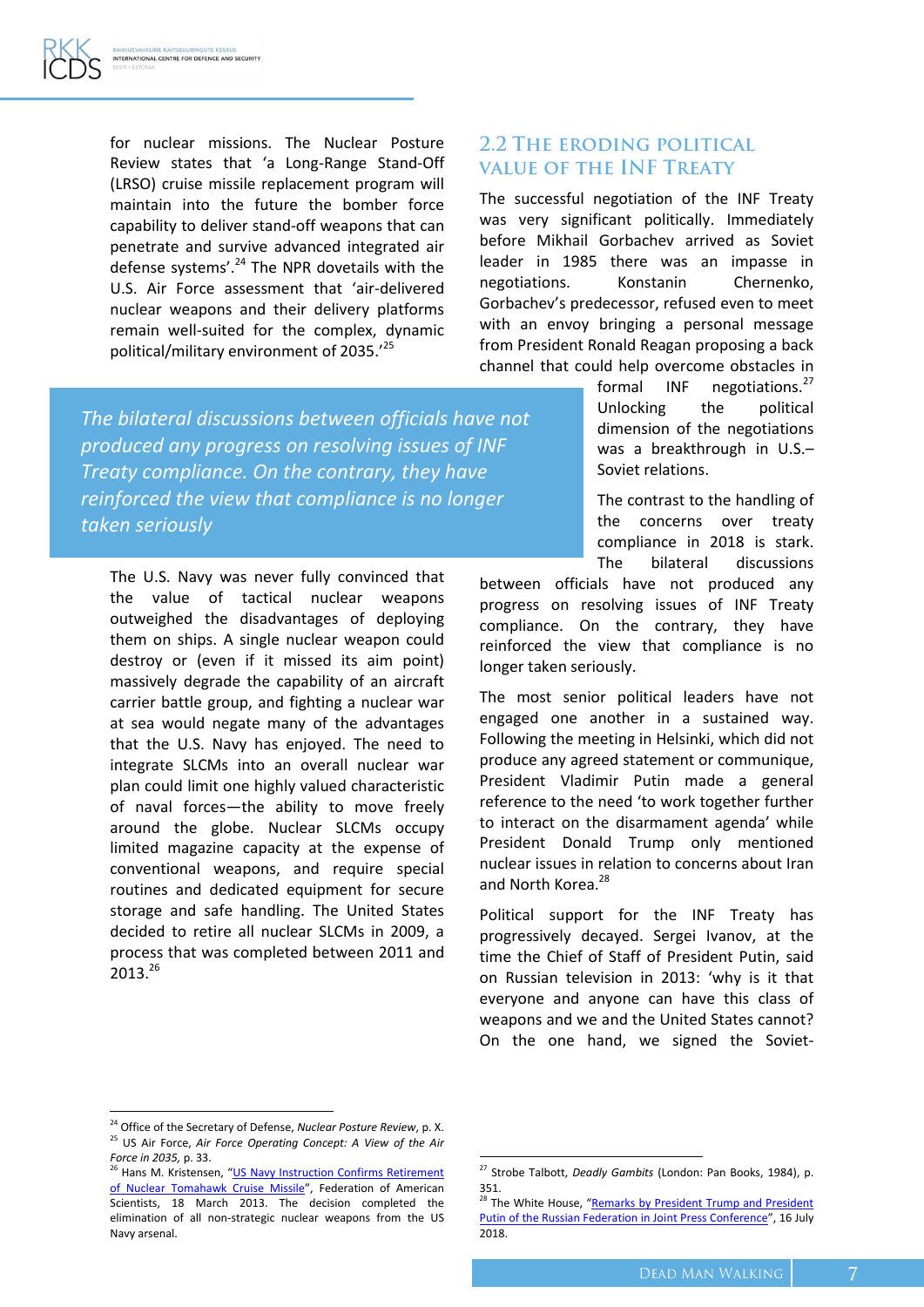for nuclear missions. The Nuclear Posture Review states that 'a Long-Range Stand-Off (LRSO) cruise missile replacement program will maintain into the future the bomber force capability to deliver stand-off weapons that can penetrate and survive advanced integrated air defense systems'.[24] The NPR dovetails with the U.S. Air Force assessment that 'air-delivered nuclear weapons and their delivery platforms remain well-suited for the complex, dynamic political/military environment of 2035.'[25]

> *The bilateral discussions between officials have not produced any progress on resolving issues of INF Treaty compliance. On the contrary, they have reinforced the view that compliance is no longer taken seriously*

The U.S. Navy was never fully convinced that the value of tactical nuclear weapons outweighed the disadvantages of deploying them on ships. A single nuclear weapon could destroy or (even if it missed its aim point) massively degrade the capability of an aircraft carrier battle group, and fighting a nuclear war at sea would negate many of the advantages that the U.S. Navy has enjoyed. The need to integrate SLCMs into an overall nuclear war plan could limit one highly valued characteristic of naval forces—the ability to move freely around the globe. Nuclear SLCMs occupy limited magazine capacity at the expense of conventional weapons, and require special routines and dedicated equipment for secure storage and safe handling. The United States decided to retire all nuclear SLCMs in 2009, a process that was completed between 2011 and 2013.[26]

## 2.2 The eroding political value of the INF Treaty

The successful negotiation of the INF Treaty was very significant politically. Immediately before Mikhail Gorbachev arrived as Soviet leader in 1985 there was an impasse in negotiations. Konstanin Chernenko, Gorbachev's predecessor, refused even to meet with an envoy bringing a personal message from President Ronald Reagan proposing a back channel that could help overcome obstacles in formal INF negotiations.[27] Unlocking the political dimension of the negotiations was a breakthrough in U.S.–Soviet relations.

The contrast to the handling of the concerns over treaty compliance in 2018 is stark. The bilateral discussions between officials have not produced any progress on resolving issues of INF Treaty compliance. On the contrary, they have reinforced the view that compliance is no longer taken seriously.

The most senior political leaders have not engaged one another in a sustained way. Following the meeting in Helsinki, which did not produce any agreed statement or communique, President Vladimir Putin made a general reference to the need 'to work together further to interact on the disarmament agenda' while President Donald Trump only mentioned nuclear issues in relation to concerns about Iran and North Korea.[28]

Political support for the INF Treaty has progressively decayed. Sergei Ivanov, at the time the Chief of Staff of President Putin, said on Russian television in 2013: 'why is it that everyone and anyone can have this class of weapons and we and the United States cannot? On the one hand, we signed the Soviet-

---

[24] Office of the Secretary of Defense, *Nuclear Posture Review*, p. X.

[25] US Air Force, *Air Force Operating Concept: A View of the Air Force in 2035,* p. 33.

[26] Hans M. Kristensen, "US Navy Instruction Confirms Retirement of Nuclear Tomahawk Cruise Missile", Federation of American Scientists, 18 March 2013. The decision completed the elimination of all non-strategic nuclear weapons from the US Navy arsenal.

[27] Strobe Talbott, *Deadly Gambits* (London: Pan Books, 1984), p. 351.

[28] The White House, "Remarks by President Trump and President Putin of the Russian Federation in Joint Press Conference", 16 July 2018.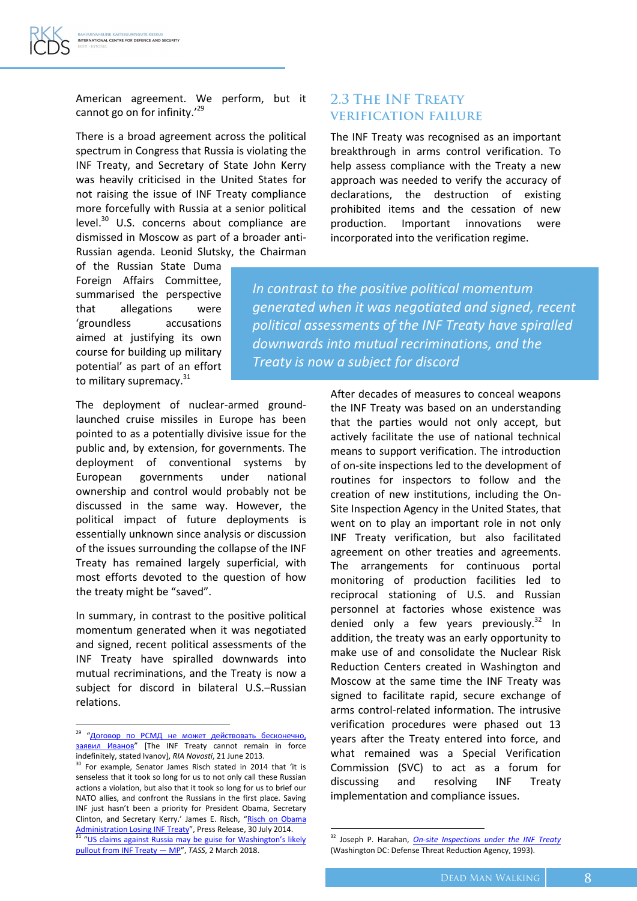American agreement. We perform, but it cannot go on for infinity.'[29]

There is a broad agreement across the political spectrum in Congress that Russia is violating the INF Treaty, and Secretary of State John Kerry was heavily criticised in the United States for not raising the issue of INF Treaty compliance more forcefully with Russia at a senior political level.[30] U.S. concerns about compliance are dismissed in Moscow as part of a broader anti-Russian agenda. Leonid Slutsky, the Chairman of the Russian State Duma Foreign Affairs Committee, summarised the perspective that allegations were 'groundless accusations aimed at justifying its own course for building up military potential' as part of an effort to military supremacy.[31]

> *In contrast to the positive political momentum generated when it was negotiated and signed, recent political assessments of the INF Treaty have spiralled downwards into mutual recriminations, and the Treaty is now a subject for discord*

The deployment of nuclear-armed ground-launched cruise missiles in Europe has been pointed to as a potentially divisive issue for the public and, by extension, for governments. The deployment of conventional systems by European governments under national ownership and control would probably not be discussed in the same way. However, the political impact of future deployments is essentially unknown since analysis or discussion of the issues surrounding the collapse of the INF Treaty has remained largely superficial, with most efforts devoted to the question of how the treaty might be "saved".

In summary, in contrast to the positive political momentum generated when it was negotiated and signed, recent political assessments of the INF Treaty have spiralled downwards into mutual recriminations, and the Treaty is now a subject for discord in bilateral U.S.–Russian relations.

## 2.3 The INF Treaty verification failure

The INF Treaty was recognised as an important breakthrough in arms control verification. To help assess compliance with the Treaty a new approach was needed to verify the accuracy of declarations, the destruction of existing prohibited items and the cessation of new production. Important innovations were incorporated into the verification regime.

After decades of measures to conceal weapons the INF Treaty was based on an understanding that the parties would not only accept, but actively facilitate the use of national technical means to support verification. The introduction of on-site inspections led to the development of routines for inspectors to follow and the creation of new institutions, including the On-Site Inspection Agency in the United States, that went on to play an important role in not only INF Treaty verification, but also facilitated agreement on other treaties and agreements. The arrangements for continuous portal monitoring of production facilities led to reciprocal stationing of U.S. and Russian personnel at factories whose existence was denied only a few years previously.[32] In addition, the treaty was an early opportunity to make use of and consolidate the Nuclear Risk Reduction Centers created in Washington and Moscow at the same time the INF Treaty was signed to facilitate rapid, secure exchange of arms control-related information. The intrusive verification procedures were phased out 13 years after the Treaty entered into force, and what remained was a Special Verification Commission (SVC) to act as a forum for discussing and resolving INF Treaty implementation and compliance issues.

---

[29] "Договор по РСМД не может действовать бесконечно, заявил Иванов" [The INF Treaty cannot remain in force indefinitely, stated Ivanov], *RIA Novosti*, 21 June 2013.

[30] For example, Senator James Risch stated in 2014 that 'it is senseless that it took so long for us to not only call these Russian actions a violation, but also that it took so long for us to brief our NATO allies, and confront the Russians in the first place. Saving INF just hasn't been a priority for President Obama, Secretary Clinton, and Secretary Kerry.' James E. Risch, "Risch on Obama Administration Losing INF Treaty", Press Release, 30 July 2014.

[31] "US claims against Russia may be guise for Washington's likely pullout from INF Treaty — MP", *TASS*, 2 March 2018.

[32] Joseph P. Harahan, *On-site Inspections under the INF Treaty* (Washington DC: Defense Threat Reduction Agency, 1993).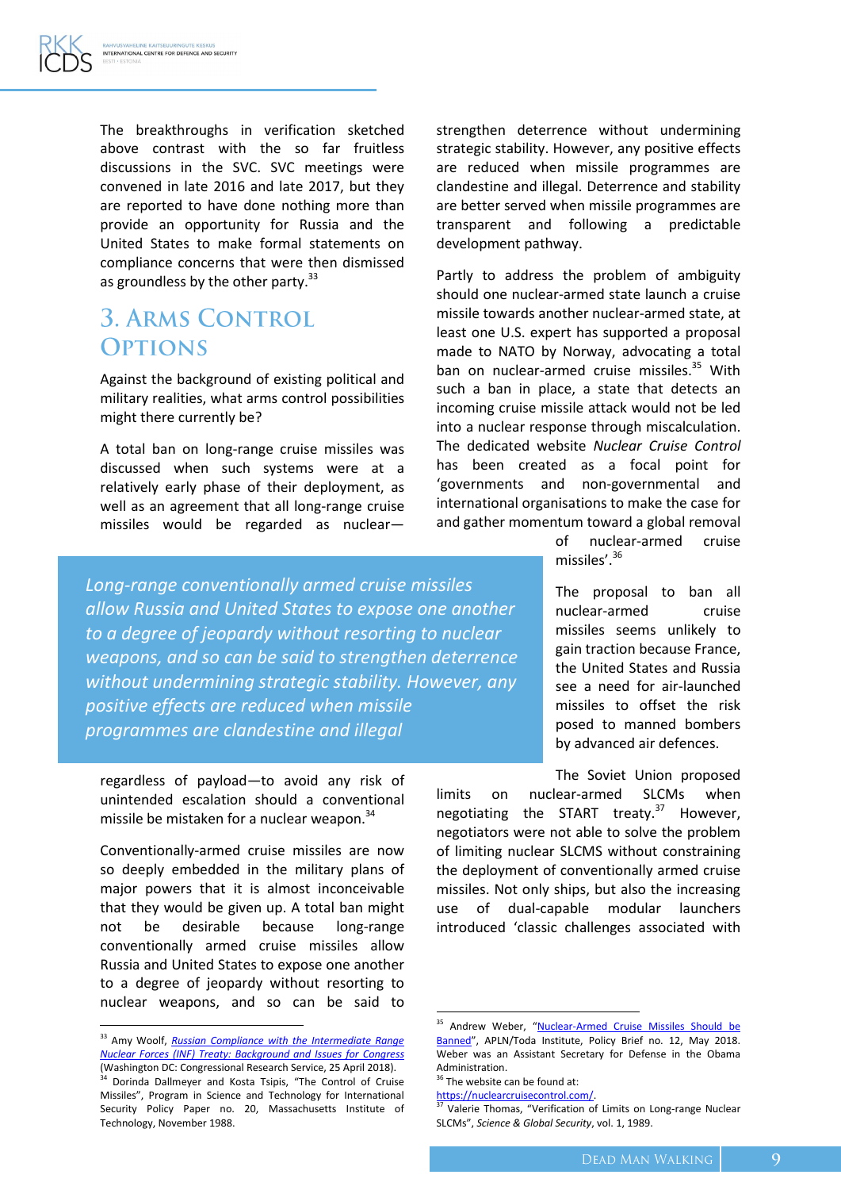The breakthroughs in verification sketched above contrast with the so far fruitless discussions in the SVC. SVC meetings were convened in late 2016 and late 2017, but they are reported to have done nothing more than provide an opportunity for Russia and the United States to make formal statements on compliance concerns that were then dismissed as groundless by the other party.[33]

# 3. Arms Control Options

Against the background of existing political and military realities, what arms control possibilities might there currently be?

A total ban on long-range cruise missiles was discussed when such systems were at a relatively early phase of their deployment, as well as an agreement that all long-range cruise missiles would be regarded as nuclear—regardless of payload—to avoid any risk of unintended escalation should a conventional missile be mistaken for a nuclear weapon.[34]

> *Long-range conventionally armed cruise missiles allow Russia and United States to expose one another to a degree of jeopardy without resorting to nuclear weapons, and so can be said to strengthen deterrence without undermining strategic stability. However, any positive effects are reduced when missile programmes are clandestine and illegal*

Conventionally-armed cruise missiles are now so deeply embedded in the military plans of major powers that it is almost inconceivable that they would be given up. A total ban might not be desirable because long-range conventionally armed cruise missiles allow Russia and United States to expose one another to a degree of jeopardy without resorting to nuclear weapons, and so can be said to strengthen deterrence without undermining strategic stability. However, any positive effects are reduced when missile programmes are clandestine and illegal. Deterrence and stability are better served when missile programmes are transparent and following a predictable development pathway.

Partly to address the problem of ambiguity should one nuclear-armed state launch a cruise missile towards another nuclear-armed state, at least one U.S. expert has supported a proposal made to NATO by Norway, advocating a total ban on nuclear-armed cruise missiles.[35] With such a ban in place, a state that detects an incoming cruise missile attack would not be led into a nuclear response through miscalculation. The dedicated website *Nuclear Cruise Control* has been created as a focal point for 'governments and non-governmental and international organisations to make the case for and gather momentum toward a global removal of nuclear-armed cruise missiles'.[36]

The proposal to ban all nuclear-armed cruise missiles seems unlikely to gain traction because France, the United States and Russia see a need for air-launched missiles to offset the risk posed to manned bombers by advanced air defences.

The Soviet Union proposed limits on nuclear-armed SLCMs when negotiating the START treaty.[37] However, negotiators were not able to solve the problem of limiting nuclear SLCMS without constraining the deployment of conventionally armed cruise missiles. Not only ships, but also the increasing use of dual-capable modular launchers introduced 'classic challenges associated with

---

[33] Amy Woolf, *Russian Compliance with the Intermediate Range Nuclear Forces (INF) Treaty: Background and Issues for Congress* (Washington DC: Congressional Research Service, 25 April 2018).

[34] Dorinda Dallmeyer and Kosta Tsipis, "The Control of Cruise Missiles", Program in Science and Technology for International Security Policy Paper no. 20, Massachusetts Institute of Technology, November 1988.

[35] Andrew Weber, "Nuclear-Armed Cruise Missiles Should be Banned", APLN/Toda Institute, Policy Brief no. 12, May 2018. Weber was an Assistant Secretary for Defense in the Obama Administration.

[36] The website can be found at: https://nuclearcruisecontrol.com/.

[37] Valerie Thomas, "Verification of Limits on Long-range Nuclear SLCMs", *Science & Global Security*, vol. 1, 1989.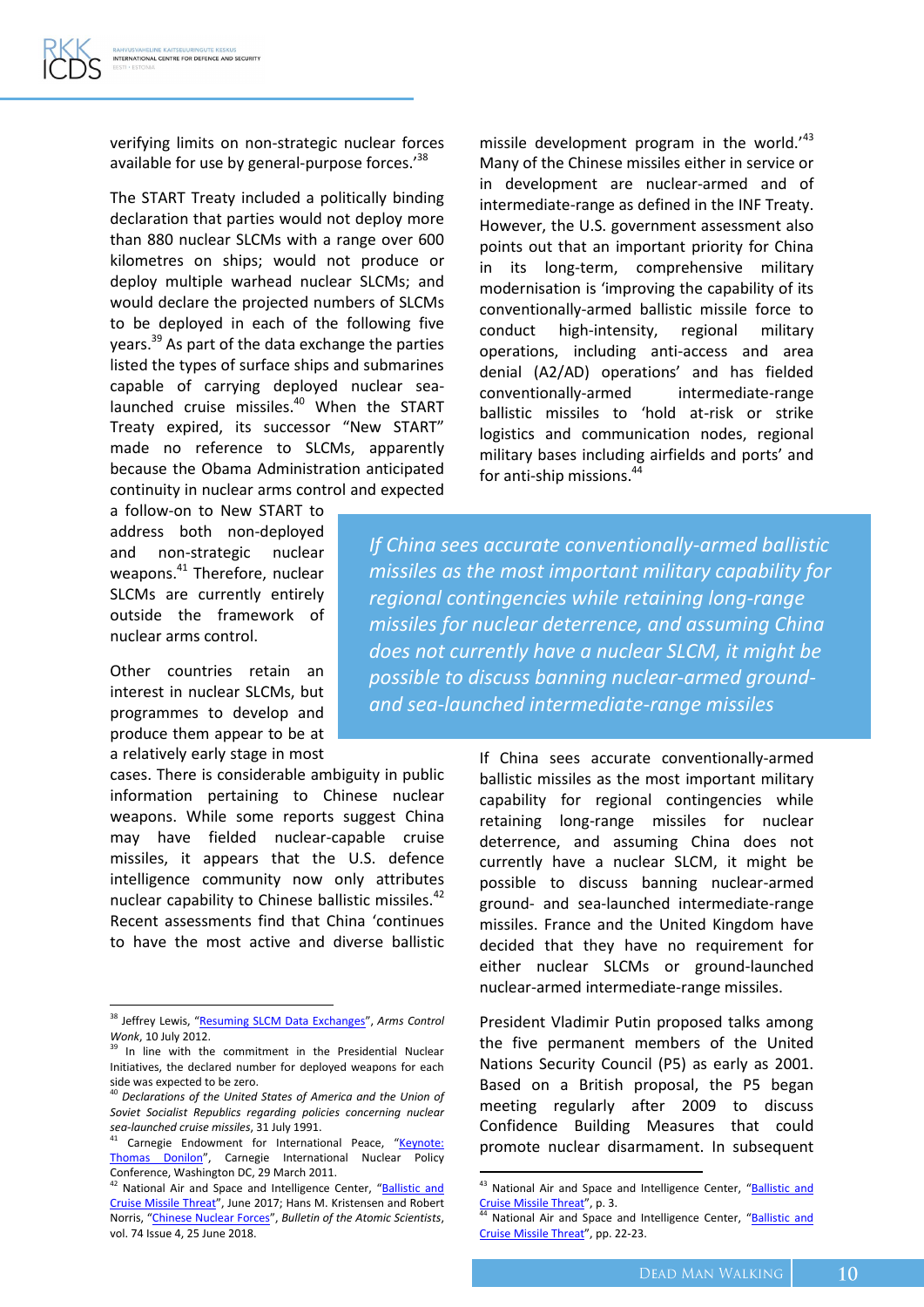verifying limits on non-strategic nuclear forces available for use by general-purpose forces.'[38]

The START Treaty included a politically binding declaration that parties would not deploy more than 880 nuclear SLCMs with a range over 600 kilometres on ships; would not produce or deploy multiple warhead nuclear SLCMs; and would declare the projected numbers of SLCMs to be deployed in each of the following five years.[39] As part of the data exchange the parties listed the types of surface ships and submarines capable of carrying deployed nuclear sea-launched cruise missiles.[40] When the START Treaty expired, its successor "New START" made no reference to SLCMs, apparently because the Obama Administration anticipated continuity in nuclear arms control and expected a follow-on to New START to address both non-deployed and non-strategic nuclear weapons.[41] Therefore, nuclear SLCMs are currently entirely outside the framework of nuclear arms control.

Other countries retain an interest in nuclear SLCMs, but programmes to develop and produce them appear to be at a relatively early stage in most cases. There is considerable ambiguity in public information pertaining to Chinese nuclear weapons. While some reports suggest China may have fielded nuclear-capable cruise missiles, it appears that the U.S. defence intelligence community now only attributes nuclear capability to Chinese ballistic missiles.[42] Recent assessments find that China 'continues to have the most active and diverse ballistic missile development program in the world.'[43] Many of the Chinese missiles either in service or in development are nuclear-armed and of intermediate-range as defined in the INF Treaty. However, the U.S. government assessment also points out that an important priority for China in its long-term, comprehensive military modernisation is 'improving the capability of its conventionally-armed ballistic missile force to conduct high-intensity, regional military operations, including anti-access and area denial (A2/AD) operations' and has fielded conventionally-armed intermediate-range ballistic missiles to 'hold at-risk or strike logistics and communication nodes, regional military bases including airfields and ports' and for anti-ship missions.[44]

> *If China sees accurate conventionally-armed ballistic missiles as the most important military capability for regional contingencies while retaining long-range missiles for nuclear deterrence, and assuming China does not currently have a nuclear SLCM, it might be possible to discuss banning nuclear-armed ground- and sea-launched intermediate-range missiles*

If China sees accurate conventionally-armed ballistic missiles as the most important military capability for regional contingencies while retaining long-range missiles for nuclear deterrence, and assuming China does not currently have a nuclear SLCM, it might be possible to discuss banning nuclear-armed ground- and sea-launched intermediate-range missiles. France and the United Kingdom have decided that they have no requirement for either nuclear SLCMs or ground-launched nuclear-armed intermediate-range missiles.

President Vladimir Putin proposed talks among the five permanent members of the United Nations Security Council (P5) as early as 2001. Based on a British proposal, the P5 began meeting regularly after 2009 to discuss Confidence Building Measures that could promote nuclear disarmament. In subsequent

---

[38] Jeffrey Lewis, "Resuming SLCM Data Exchanges", *Arms Control Work*, 10 July 2012.

[39] In line with the commitment in the Presidential Nuclear Initiatives, the declared number for deployed weapons for each side was expected to be zero.

[40] *Declarations of the United States of America and the Union of Soviet Socialist Republics regarding policies concerning nuclear sea-launched cruise missiles*, 31 July 1991.

[41] Carnegie Endowment for International Peace, "Keynote: Thomas Donilon", Carnegie International Nuclear Policy Conference, Washington DC, 29 March 2011.

[42] National Air and Space and Intelligence Center, "Ballistic and Cruise Missile Threat", June 2017; Hans M. Kristensen and Robert Norris, "Chinese Nuclear Forces", *Bulletin of the Atomic Scientists*, vol. 74 Issue 4, 25 June 2018.

[43] National Air and Space and Intelligence Center, "Ballistic and Cruise Missile Threat", p. 3.

[44] National Air and Space and Intelligence Center, "Ballistic and Cruise Missile Threat", pp. 22-23.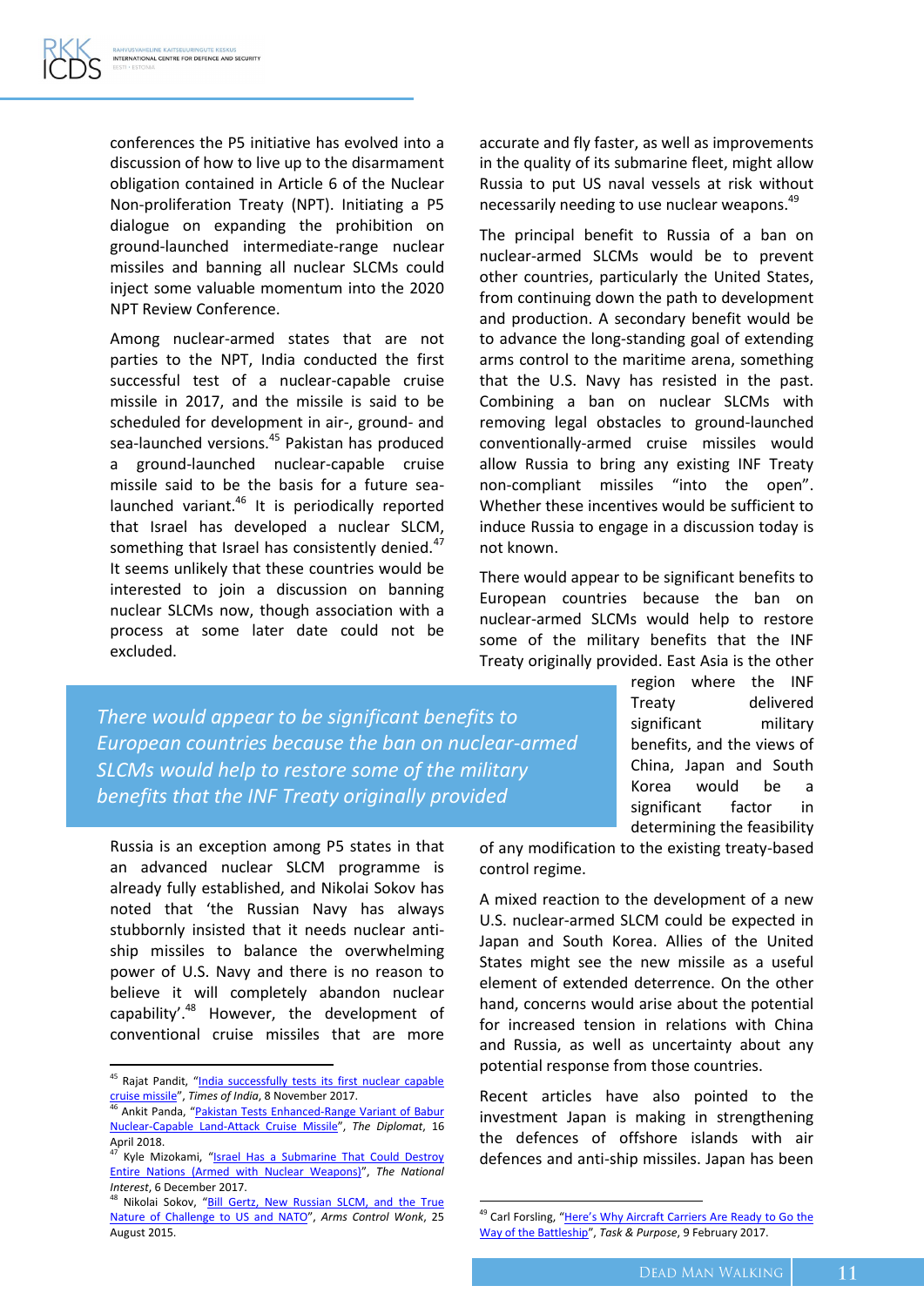conferences the P5 initiative has evolved into a discussion of how to live up to the disarmament obligation contained in Article 6 of the Nuclear Non-proliferation Treaty (NPT). Initiating a P5 dialogue on expanding the prohibition on ground-launched intermediate-range nuclear missiles and banning all nuclear SLCMs could inject some valuable momentum into the 2020 NPT Review Conference.

Among nuclear-armed states that are not parties to the NPT, India conducted the first successful test of a nuclear-capable cruise missile in 2017, and the missile is said to be scheduled for development in air-, ground- and sea-launched versions.[45] Pakistan has produced a ground-launched nuclear-capable cruise missile said to be the basis for a future sea-launched variant.[46] It is periodically reported that Israel has developed a nuclear SLCM, something that Israel has consistently denied.[47] It seems unlikely that these countries would be interested to join a discussion on banning nuclear SLCMs now, though association with a process at some later date could not be excluded.

Russia is an exception among P5 states in that an advanced nuclear SLCM programme is already fully established, and Nikolai Sokov has noted that 'the Russian Navy has always stubbornly insisted that it needs nuclear anti-ship missiles to balance the overwhelming power of U.S. Navy and there is no reason to believe it will completely abandon nuclear capability'.[48] However, the development of conventional cruise missiles that are more accurate and fly faster, as well as improvements in the quality of its submarine fleet, might allow Russia to put US naval vessels at risk without necessarily needing to use nuclear weapons.[49]

The principal benefit to Russia of a ban on nuclear-armed SLCMs would be to prevent other countries, particularly the United States, from continuing down the path to development and production. A secondary benefit would be to advance the long-standing goal of extending arms control to the maritime arena, something that the U.S. Navy has resisted in the past. Combining a ban on nuclear SLCMs with removing legal obstacles to ground-launched conventionally-armed cruise missiles would allow Russia to bring any existing INF Treaty non-compliant missiles "into the open". Whether these incentives would be sufficient to induce Russia to engage in a discussion today is not known.

There would appear to be significant benefits to European countries because the ban on nuclear-armed SLCMs would help to restore some of the military benefits that the INF Treaty originally provided. East Asia is the other region where the INF Treaty delivered significant military benefits, and the views of China, Japan and South Korea would be a significant factor in determining the feasibility of any modification to the existing treaty-based control regime.

> *There would appear to be significant benefits to European countries because the ban on nuclear-armed SLCMs would help to restore some of the military benefits that the INF Treaty originally provided*

A mixed reaction to the development of a new U.S. nuclear-armed SLCM could be expected in Japan and South Korea. Allies of the United States might see the new missile as a useful element of extended deterrence. On the other hand, concerns would arise about the potential for increased tension in relations with China and Russia, as well as uncertainty about any potential response from those countries.

Recent articles have also pointed to the investment Japan is making in strengthening the defences of offshore islands with air defences and anti-ship missiles. Japan has been

---

[45] Rajat Pandit, "India successfully tests its first nuclear capable cruise missile", *Times of India*, 8 November 2017.

[46] Ankit Panda, "Pakistan Tests Enhanced-Range Variant of Babur Nuclear-Capable Land-Attack Cruise Missile", *The Diplomat*, 16 April 2018.

[47] Kyle Mizokami, "Israel Has a Submarine That Could Destroy Entire Nations (Armed with Nuclear Weapons)", *The National Interest*, 6 December 2017.

[48] Nikolai Sokov, "Bill Gertz, New Russian SLCM, and the True Nature of Challenge to US and NATO", *Arms Control Wonk*, 25 August 2015.

[49] Carl Forsling, "Here's Why Aircraft Carriers Are Ready to Go the Way of the Battleship", *Task & Purpose*, 9 February 2017.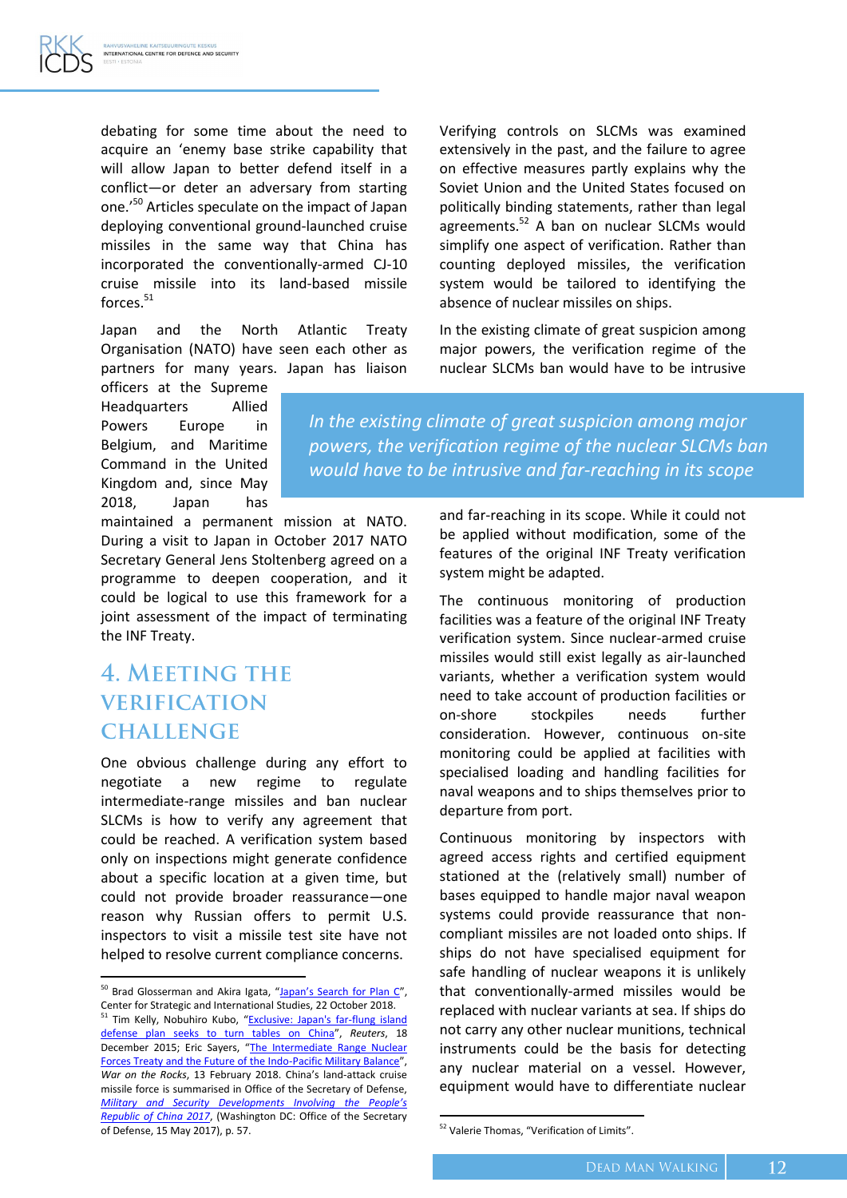debating for some time about the need to acquire an 'enemy base strike capability that will allow Japan to better defend itself in a conflict—or deter an adversary from starting one.'[50] Articles speculate on the impact of Japan deploying conventional ground-launched cruise missiles in the same way that China has incorporated the conventionally-armed CJ-10 cruise missile into its land-based missile forces.[51]

Japan and the North Atlantic Treaty Organisation (NATO) have seen each other as partners for many years. Japan has liaison officers at the Supreme Headquarters Allied Powers Europe in Belgium, and Maritime Command in the United Kingdom and, since May 2018, Japan has maintained a permanent mission at NATO. During a visit to Japan in October 2017 NATO Secretary General Jens Stoltenberg agreed on a programme to deepen cooperation, and it could be logical to use this framework for a joint assessment of the impact of terminating the INF Treaty.

## 4. Meeting the Verification Challenge

One obvious challenge during any effort to negotiate a new regime to regulate intermediate-range missiles and ban nuclear SLCMs is how to verify any agreement that could be reached. A verification system based only on inspections might generate confidence about a specific location at a given time, but could not provide broader reassurance—one reason why Russian offers to permit U.S. inspectors to visit a missile test site have not helped to resolve current compliance concerns.

Verifying controls on SLCMs was examined extensively in the past, and the failure to agree on effective measures partly explains why the Soviet Union and the United States focused on politically binding statements, rather than legal agreements.[52] A ban on nuclear SLCMs would simplify one aspect of verification. Rather than counting deployed missiles, the verification system would be tailored to identifying the absence of nuclear missiles on ships.

In the existing climate of great suspicion among major powers, the verification regime of the nuclear SLCMs ban would have to be intrusive and far-reaching in its scope. While it could not be applied without modification, some of the features of the original INF Treaty verification system might be adapted.

> *In the existing climate of great suspicion among major powers, the verification regime of the nuclear SLCMs ban would have to be intrusive and far-reaching in its scope*

The continuous monitoring of production facilities was a feature of the original INF Treaty verification system. Since nuclear-armed cruise missiles would still exist legally as air-launched variants, whether a verification system would need to take account of production facilities or on-shore stockpiles needs further consideration. However, continuous on-site monitoring could be applied at facilities with specialised loading and handling facilities for naval weapons and to ships themselves prior to departure from port.

Continuous monitoring by inspectors with agreed access rights and certified equipment stationed at the (relatively small) number of bases equipped to handle major naval weapon systems could provide reassurance that non-compliant missiles are not loaded onto ships. If ships do not have specialised equipment for safe handling of nuclear weapons it is unlikely that conventionally-armed missiles would be replaced with nuclear variants at sea. If ships do not carry any other nuclear munitions, technical instruments could be the basis for detecting any nuclear material on a vessel. However, equipment would have to differentiate nuclear

---

[50] Brad Glosserman and Akira Igata, "Japan's Search for Plan C", Center for Strategic and International Studies, 22 October 2018.

[51] Tim Kelly, Nobuhiro Kubo, "Exclusive: Japan's far-flung island defense plan seeks to turn tables on China", *Reuters*, 18 December 2015; Eric Sayers, "The Intermediate Range Nuclear Forces Treaty and the Future of the Indo-Pacific Military Balance", *War on the Rocks*, 13 February 2018. China's land-attack cruise missile force is summarised in Office of the Secretary of Defense, *Military and Security Developments Involving the People's Republic of China 2017*, (Washington DC: Office of the Secretary of Defense, 15 May 2017), p. 57.

[52] Valerie Thomas, "Verification of Limits".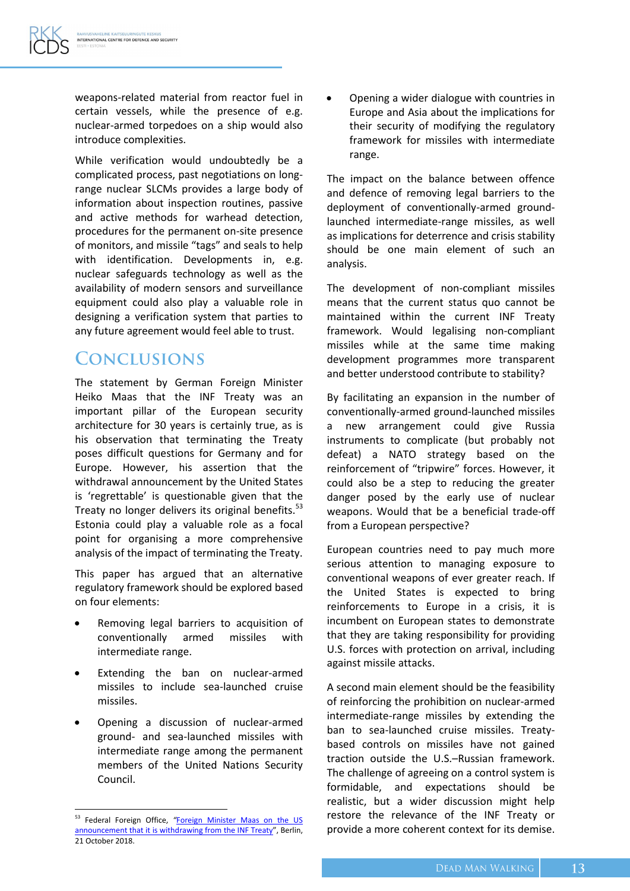weapons-related material from reactor fuel in certain vessels, while the presence of e.g. nuclear-armed torpedoes on a ship would also introduce complexities.

While verification would undoubtedly be a complicated process, past negotiations on long-range nuclear SLCMs provides a large body of information about inspection routines, passive and active methods for warhead detection, procedures for the permanent on-site presence of monitors, and missile "tags" and seals to help with identification. Developments in, e.g. nuclear safeguards technology as well as the availability of modern sensors and surveillance equipment could also play a valuable role in designing a verification system that parties to any future agreement would feel able to trust.

## Conclusions

The statement by German Foreign Minister Heiko Maas that the INF Treaty was an important pillar of the European security architecture for 30 years is certainly true, as is his observation that terminating the Treaty poses difficult questions for Germany and for Europe. However, his assertion that the withdrawal announcement by the United States is 'regrettable' is questionable given that the Treaty no longer delivers its original benefits.[53] Estonia could play a valuable role as a focal point for organising a more comprehensive analysis of the impact of terminating the Treaty.

This paper has argued that an alternative regulatory framework should be explored based on four elements:

- Removing legal barriers to acquisition of conventionally armed missiles with intermediate range.
- Extending the ban on nuclear-armed missiles to include sea-launched cruise missiles.
- Opening a discussion of nuclear-armed ground- and sea-launched missiles with intermediate range among the permanent members of the United Nations Security Council.
- Opening a wider dialogue with countries in Europe and Asia about the implications for their security of modifying the regulatory framework for missiles with intermediate range.

The impact on the balance between offence and defence of removing legal barriers to the deployment of conventionally-armed ground-launched intermediate-range missiles, as well as implications for deterrence and crisis stability should be one main element of such an analysis.

The development of non-compliant missiles means that the current status quo cannot be maintained within the current INF Treaty framework. Would legalising non-compliant missiles while at the same time making development programmes more transparent and better understood contribute to stability?

By facilitating an expansion in the number of conventionally-armed ground-launched missiles a new arrangement could give Russia instruments to complicate (but probably not defeat) a NATO strategy based on the reinforcement of "tripwire" forces. However, it could also be a step to reducing the greater danger posed by the early use of nuclear weapons. Would that be a beneficial trade-off from a European perspective?

European countries need to pay much more serious attention to managing exposure to conventional weapons of ever greater reach. If the United States is expected to bring reinforcements to Europe in a crisis, it is incumbent on European states to demonstrate that they are taking responsibility for providing U.S. forces with protection on arrival, including against missile attacks.

A second main element should be the feasibility of reinforcing the prohibition on nuclear-armed intermediate-range missiles by extending the ban to sea-launched cruise missiles. Treaty-based controls on missiles have not gained traction outside the U.S.–Russian framework. The challenge of agreeing on a control system is formidable, and expectations should be realistic, but a wider discussion might help restore the relevance of the INF Treaty or provide a more coherent context for its demise.

---

[53] Federal Foreign Office, "Foreign Minister Maas on the US announcement that it is withdrawing from the INF Treaty", Berlin, 21 October 2018.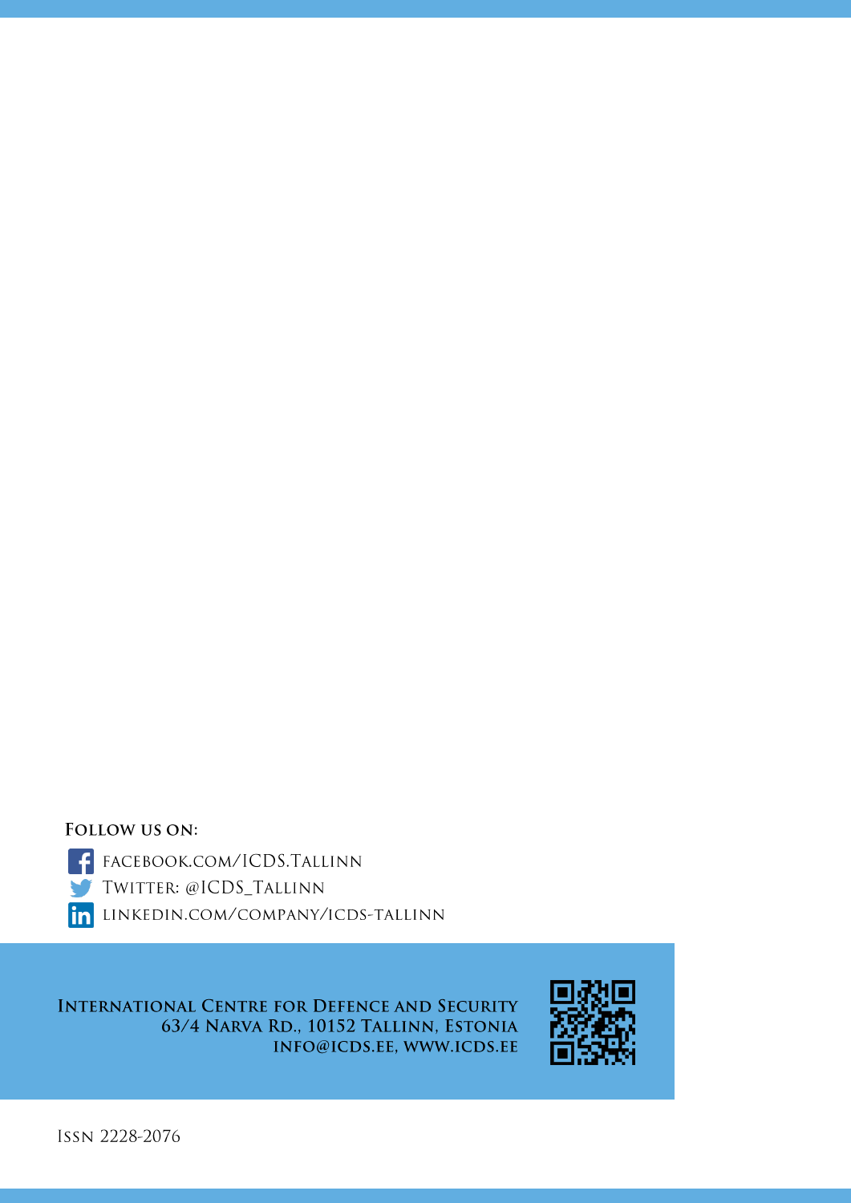**Follow us on:**

facebook.com/ICDS.Tallinn

Twitter: @ICDS_Tallinn

linkedin.com/company/icds-tallinn

**International Centre for Defence and Security**
**63/4 Narva Rd., 10152 Tallinn, Estonia**
**info@icds.ee, www.icds.ee**

Issn 2228-2076